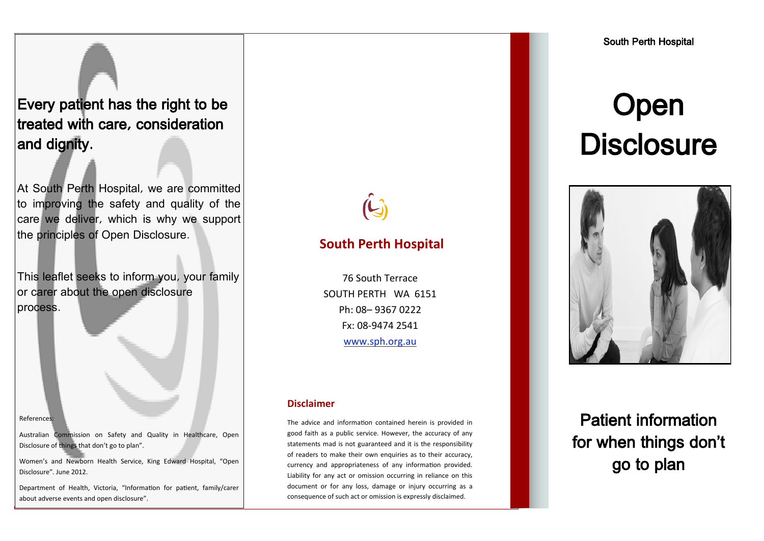Every patient has the right to be treated with care, consideration and dignity.

At South Perth Hospital, we are committed to improving the safety and quality of the care we deliver, which is why we support the principles of Open Disclosure.

This leaflet seeks to inform you, your family or carer about the open disclosure process.

References:

Australian Commission on Safety and Quality in Healthcare, Open Disclosure of things that don't go to plan".

Women's and Newborn Health Service, King Edward Hospital, "Open Disclosure". June 2012.

Department of Health, Victoria, "Information for patient, family/carer about adverse events and open disclosure".

## South Perth Hospital

76 South Terrace
SOUTH PERTH WA 6151
Ph: 08– 9367 0222
Fx: 08-9474 2541
www.sph.org.au

### Disclaimer

The advice and information contained herein is provided in good faith as a public service. However, the accuracy of any statements mad is not guaranteed and it is the responsibility of readers to make their own enquiries as to their accuracy, currency and appropriateness of any information provided. Liability for any act or omission occurring in reliance on this document or for any loss, damage or injury occurring as a consequence of such act or omission is expressly disclaimed.

South Perth Hospital

# Open Disclosure

## Patient information for when things don't go to plan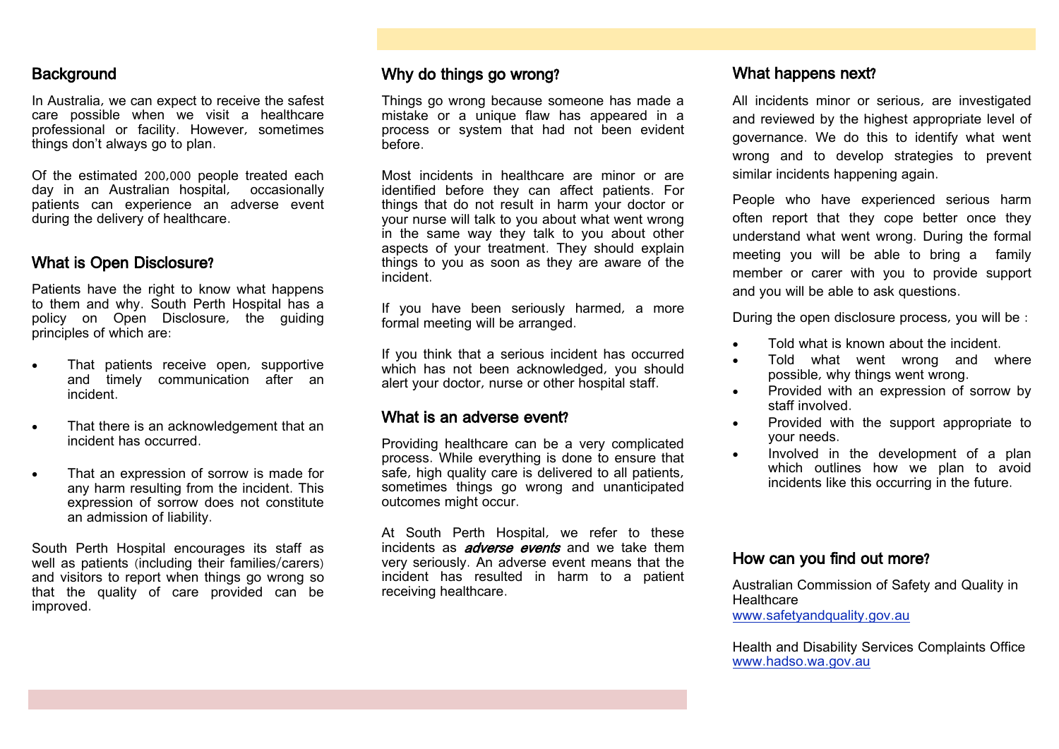## Background

In Australia, we can expect to receive the safest care possible when we visit a healthcare professional or facility. However, sometimes things don't always go to plan.

Of the estimated 200,000 people treated each day in an Australian hospital, occasionally patients can experience an adverse event during the delivery of healthcare.

## What is Open Disclosure?

Patients have the right to know what happens to them and why. South Perth Hospital has a policy on Open Disclosure, the guiding principles of which are:

- That patients receive open, supportive and timely communication after an incident.
- That there is an acknowledgement that an incident has occurred.
- That an expression of sorrow is made for any harm resulting from the incident. This expression of sorrow does not constitute an admission of liability.

South Perth Hospital encourages its staff as well as patients (including their families/carers) and visitors to report when things go wrong so that the quality of care provided can be improved.

## Why do things go wrong?

Things go wrong because someone has made a mistake or a unique flaw has appeared in a process or system that had not been evident before.

Most incidents in healthcare are minor or are identified before they can affect patients. For things that do not result in harm your doctor or your nurse will talk to you about what went wrong in the same way they talk to you about other aspects of your treatment. They should explain things to you as soon as they are aware of the incident.

If you have been seriously harmed, a more formal meeting will be arranged.

If you think that a serious incident has occurred which has not been acknowledged, you should alert your doctor, nurse or other hospital staff.

## What is an adverse event?

Providing healthcare can be a very complicated process. While everything is done to ensure that safe, high quality care is delivered to all patients, sometimes things go wrong and unanticipated outcomes might occur.

At South Perth Hospital, we refer to these incidents as ***adverse events*** and we take them very seriously. An adverse event means that the incident has resulted in harm to a patient receiving healthcare.

## What happens next?

All incidents minor or serious, are investigated and reviewed by the highest appropriate level of governance. We do this to identify what went wrong and to develop strategies to prevent similar incidents happening again.

People who have experienced serious harm often report that they cope better once they understand what went wrong. During the formal meeting you will be able to bring a family member or carer with you to provide support and you will be able to ask questions.

During the open disclosure process, you will be :

- Told what is known about the incident.
- Told what went wrong and where possible, why things went wrong.
- Provided with an expression of sorrow by staff involved.
- Provided with the support appropriate to your needs.
- Involved in the development of a plan which outlines how we plan to avoid incidents like this occurring in the future.

## How can you find out more?

Australian Commission of Safety and Quality in Healthcare
www.safetyandquality.gov.au

Health and Disability Services Complaints Office
www.hadso.wa.gov.au